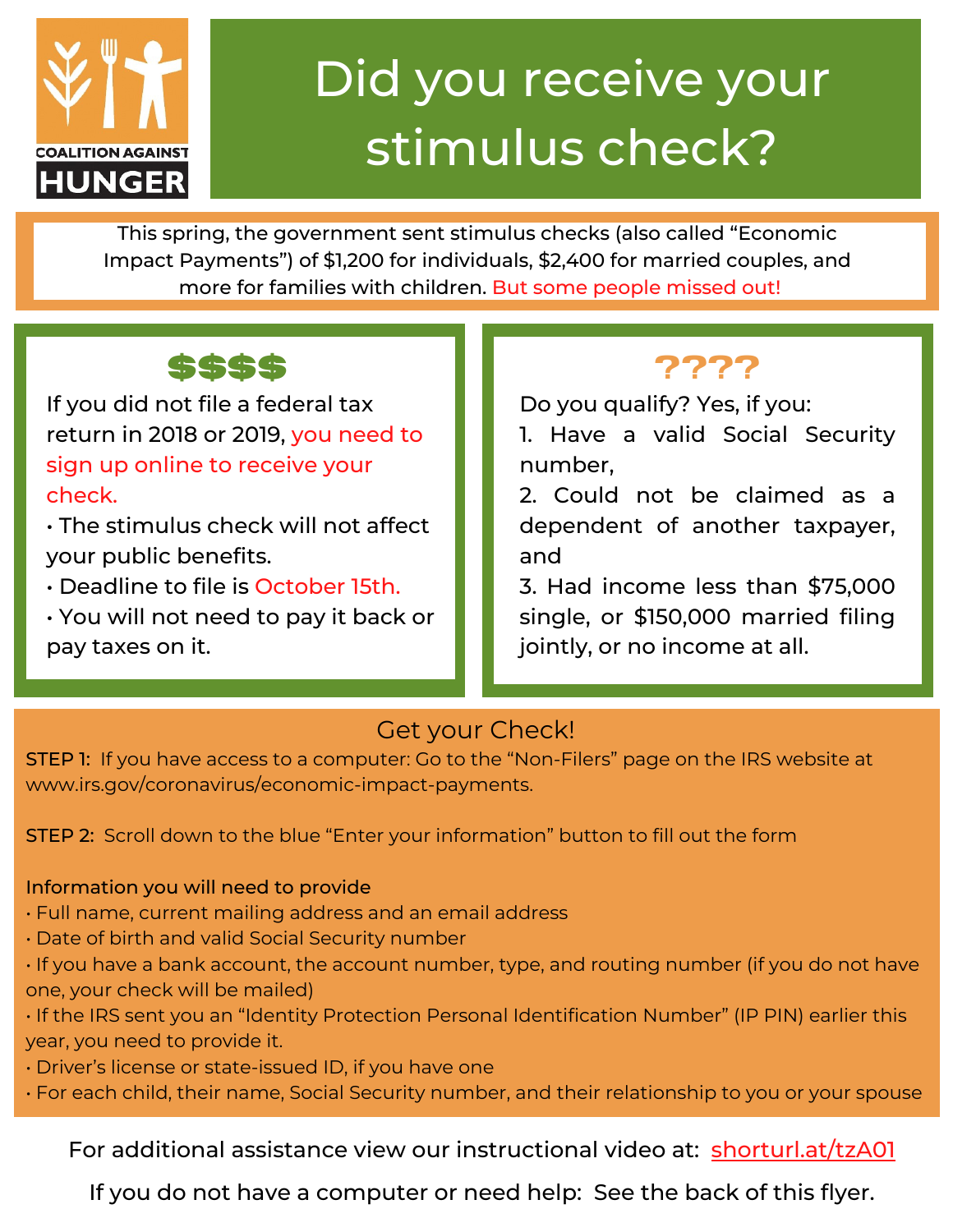COALITION AGAINST **HUNGER**

# Did you receive your stimulus check?

This spring, the government sent stimulus checks (also called "Economic Impact Payments") of $1,200 for individuals, $2,400 for married couples, and more for families with children. But some people missed out!

## $$$$

If you did not file a federal tax return in 2018 or 2019, you need to sign up online to receive your check.

- The stimulus check will not affect your public benefits.
- Deadline to file is October 15th.
- You will not need to pay it back or pay taxes on it.

## ????

Do you qualify? Yes, if you:

1. Have a valid Social Security number,
2. Could not be claimed as a dependent of another taxpayer, and
3. Had income less than $75,000 single, or $150,000 married filing jointly, or no income at all.

## Get your Check!

STEP 1: If you have access to a computer: Go to the "Non-Filers" page on the IRS website at www.irs.gov/coronavirus/economic-impact-payments.

STEP 2: Scroll down to the blue "Enter your information" button to fill out the form

**Information you will need to provide**

- Full name, current mailing address and an email address
- Date of birth and valid Social Security number
- If you have a bank account, the account number, type, and routing number (if you do not have one, your check will be mailed)
- If the IRS sent you an "Identity Protection Personal Identification Number" (IP PIN) earlier this year, you need to provide it.
- Driver's license or state-issued ID, if you have one
- For each child, their name, Social Security number, and their relationship to you or your spouse

For additional assistance view our instructional video at: shorturl.at/tzA01

If you do not have a computer or need help: See the back of this flyer.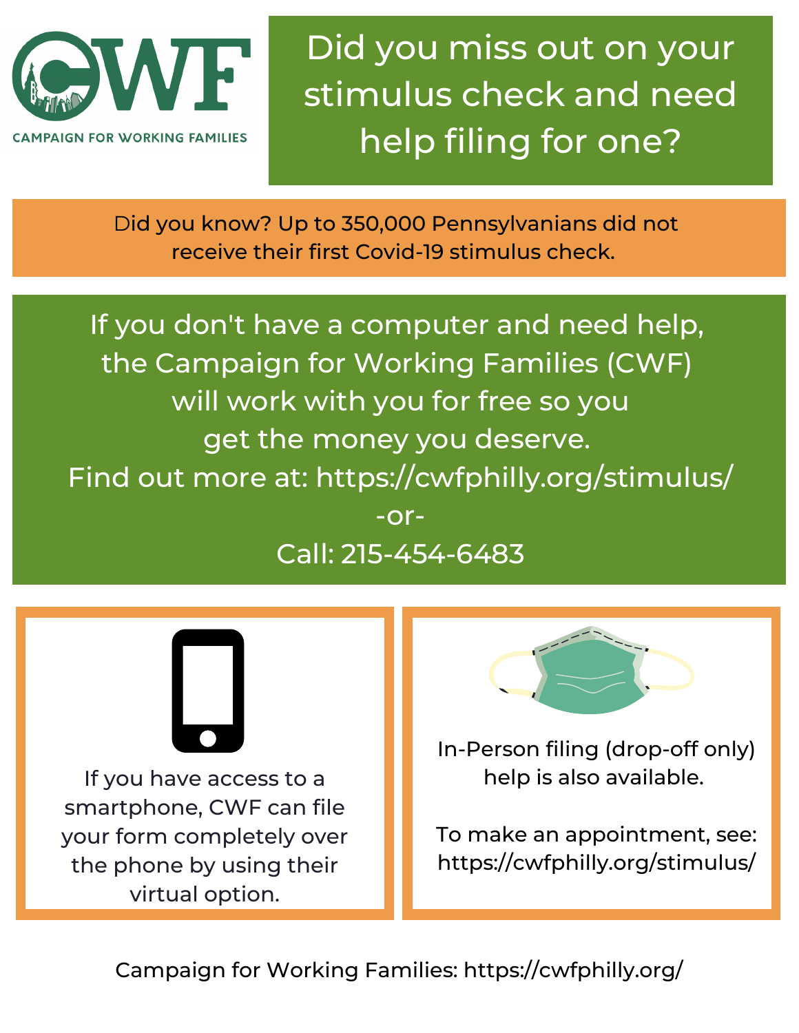CWF

CAMPAIGN FOR WORKING FAMILIES

# Did you miss out on your stimulus check and need help filing for one?

Did you know? Up to 350,000 Pennsylvanians did not receive their first Covid-19 stimulus check.

If you don't have a computer and need help, the Campaign for Working Families (CWF) will work with you for free so you get the money you deserve.
Find out more at: https://cwfphilly.org/stimulus/

-or-

Call: 215-454-6483

If you have access to a smartphone, CWF can file your form completely over the phone by using their virtual option.

In-Person filing (drop-off only) help is also available.

To make an appointment, see: https://cwfphilly.org/stimulus/

Campaign for Working Families: https://cwfphilly.org/